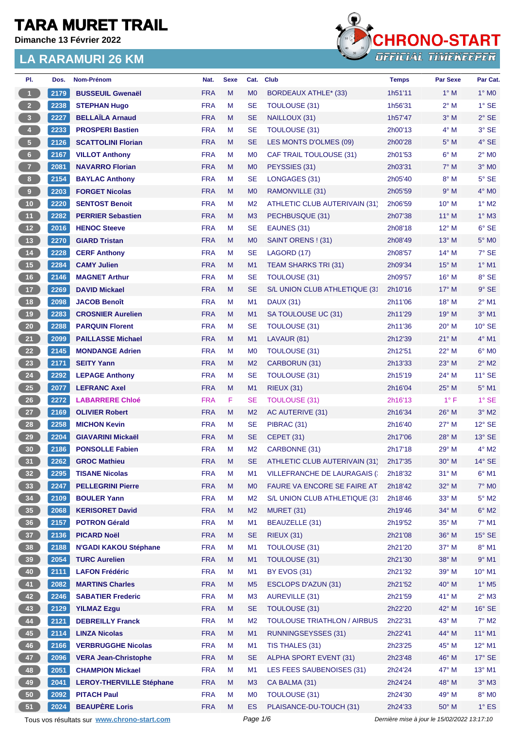# TARA MURET TRAIL

**Dimanche 13 Février 2022**

## LA RARAMURI 26 KM

CHRONO-START
OFFICIAL TIMEKEEPER

| Pl. | Dos. | Nom-Prénom | Nat. | Sexe | Cat. | Club | Temps | Par Sexe | Par Cat. |
|---|---|---|---|---|---|---|---|---|---|
| 1 | 2179 | **BUSSEUIL Gwenaël** | FRA | M | M0 | BORDEAUX ATHLE* (33) | 1h51'11 | 1° M | 1° M0 |
| 2 | 2238 | **STEPHAN Hugo** | FRA | M | SE | TOULOUSE (31) | 1h56'31 | 2° M | 1° SE |
| 3 | 2227 | **BELLAÏLA Arnaud** | FRA | M | SE | NAILLOUX (31) | 1h57'47 | 3° M | 2° SE |
| 4 | 2233 | **PROSPERI Bastien** | FRA | M | SE | TOULOUSE (31) | 2h00'13 | 4° M | 3° SE |
| 5 | 2126 | **SCATTOLINI Florian** | FRA | M | SE | LES MONTS D'OLMES (09) | 2h00'28 | 5° M | 4° SE |
| 6 | 2167 | **VILLOT Anthony** | FRA | M | M0 | CAF TRAIL TOULOUSE (31) | 2h01'53 | 6° M | 2° M0 |
| 7 | 2081 | **NAVARRO Florian** | FRA | M | M0 | PEYSSIES (31) | 2h03'31 | 7° M | 3° M0 |
| 8 | 2154 | **BAYLAC Anthony** | FRA | M | SE | LONGAGES (31) | 2h05'40 | 8° M | 5° SE |
| 9 | 2203 | **FORGET Nicolas** | FRA | M | M0 | RAMONVILLE (31) | 2h05'59 | 9° M | 4° M0 |
| 10 | 2220 | **SENTOST Benoit** | FRA | M | M2 | ATHLETIC CLUB AUTERIVAIN (31) | 2h06'59 | 10° M | 1° M2 |
| 11 | 2282 | **PERRIER Sebastien** | FRA | M | M3 | PECHBUSQUE (31) | 2h07'38 | 11° M | 1° M3 |
| 12 | 2016 | **HENOC Steeve** | FRA | M | SE | EAUNES (31) | 2h08'18 | 12° M | 6° SE |
| 13 | 2270 | **GIARD Tristan** | FRA | M | M0 | SAINT ORENS ! (31) | 2h08'49 | 13° M | 5° M0 |
| 14 | 2228 | **CERF Anthony** | FRA | M | SE | LAGORD (17) | 2h08'57 | 14° M | 7° SE |
| 15 | 2284 | **CAMY Julien** | FRA | M | M1 | TEAM SHARKS TRI (31) | 2h09'34 | 15° M | 1° M1 |
| 16 | 2146 | **MAGNET Arthur** | FRA | M | SE | TOULOUSE (31) | 2h09'57 | 16° M | 8° SE |
| 17 | 2269 | **DAVID Mickael** | FRA | M | SE | S/L UNION CLUB ATHLETIQUE (31 | 2h10'16 | 17° M | 9° SE |
| 18 | 2098 | **JACOB Benoît** | FRA | M | M1 | DAUX (31) | 2h11'06 | 18° M | 2° M1 |
| 19 | 2283 | **CROSNIER Aurelien** | FRA | M | M1 | SA TOULOUSE UC (31) | 2h11'29 | 19° M | 3° M1 |
| 20 | 2288 | **PARQUIN Florent** | FRA | M | SE | TOULOUSE (31) | 2h11'36 | 20° M | 10° SE |
| 21 | 2099 | **PAILLASSE Michael** | FRA | M | M1 | LAVAUR (81) | 2h12'39 | 21° M | 4° M1 |
| 22 | 2145 | **MONDANGE Adrien** | FRA | M | M0 | TOULOUSE (31) | 2h12'51 | 22° M | 6° M0 |
| 23 | 2171 | **SEITY Yann** | FRA | M | M2 | CARBORUN (31) | 2h13'33 | 23° M | 2° M2 |
| 24 | 2292 | **LEPAGE Anthony** | FRA | M | SE | TOULOUSE (31) | 2h15'19 | 24° M | 11° SE |
| 25 | 2077 | **LEFRANC Axel** | FRA | M | M1 | RIEUX (31) | 2h16'04 | 25° M | 5° M1 |
| 26 | 2272 | **LABARRERE Chloé** | FRA | F | SE | TOULOUSE (31) | 2h16'13 | 1° F | 1° SE |
| 27 | 2169 | **OLIVIER Robert** | FRA | M | M2 | AC AUTERIVE (31) | 2h16'34 | 26° M | 3° M2 |
| 28 | 2258 | **MICHON Kevin** | FRA | M | SE | PIBRAC (31) | 2h16'40 | 27° M | 12° SE |
| 29 | 2204 | **GIAVARINI Mickaël** | FRA | M | SE | CEPET (31) | 2h17'06 | 28° M | 13° SE |
| 30 | 2186 | **PONSOLLE Fabien** | FRA | M | M2 | CARBONNE (31) | 2h17'18 | 29° M | 4° M2 |
| 31 | 2262 | **GROC Mathieu** | FRA | M | SE | ATHLETIC CLUB AUTERIVAIN (31) | 2h17'35 | 30° M | 14° SE |
| 32 | 2295 | **TISANE Nicolas** | FRA | M | M1 | VILLEFRANCHE DE LAURAGAIS (: | 2h18'32 | 31° M | 6° M1 |
| 33 | 2247 | **PELLEGRINI Pierre** | FRA | M | M0 | FAURE VA ENCORE SE FAIRE AT | 2h18'42 | 32° M | 7° M0 |
| 34 | 2109 | **BOULER Yann** | FRA | M | M2 | S/L UNION CLUB ATHLETIQUE (31 | 2h18'46 | 33° M | 5° M2 |
| 35 | 2068 | **KERISORET David** | FRA | M | M2 | MURET (31) | 2h19'46 | 34° M | 6° M2 |
| 36 | 2157 | **POTRON Gérald** | FRA | M | M1 | BEAUZELLE (31) | 2h19'52 | 35° M | 7° M1 |
| 37 | 2136 | **PICARD Noël** | FRA | M | SE | RIEUX (31) | 2h21'08 | 36° M | 15° SE |
| 38 | 2188 | **N'GADI KAKOU Stéphane** | FRA | M | M1 | TOULOUSE (31) | 2h21'20 | 37° M | 8° M1 |
| 39 | 2054 | **TURC Aurelien** | FRA | M | M1 | TOULOUSE (31) | 2h21'30 | 38° M | 9° M1 |
| 40 | 2111 | **LAFON Frédéric** | FRA | M | M1 | BY EVOS (31) | 2h21'32 | 39° M | 10° M1 |
| 41 | 2082 | **MARTINS Charles** | FRA | M | M5 | ESCLOPS D'AZUN (31) | 2h21'52 | 40° M | 1° M5 |
| 42 | 2246 | **SABATIER Frederic** | FRA | M | M3 | AUREVILLE (31) | 2h21'59 | 41° M | 2° M3 |
| 43 | 2129 | **YILMAZ Ezgu** | FRA | M | SE | TOULOUSE (31) | 2h22'20 | 42° M | 16° SE |
| 44 | 2121 | **DEBREILLY Franck** | FRA | M | M2 | TOULOUSE TRIATHLON / AIRBUS | 2h22'31 | 43° M | 7° M2 |
| 45 | 2114 | **LINZA Nicolas** | FRA | M | M1 | RUNNINGSEYSSES (31) | 2h22'41 | 44° M | 11° M1 |
| 46 | 2166 | **VERBRUGGHE Nicolas** | FRA | M | M1 | TIS THALES (31) | 2h23'25 | 45° M | 12° M1 |
| 47 | 2096 | **VERA Jean-Christophe** | FRA | M | SE | ALPHA SPORT EVENT (31) | 2h23'48 | 46° M | 17° SE |
| 48 | 2051 | **CHAMPION Mickael** | FRA | M | M1 | LES FEES SAUBENOISES (31) | 2h24'24 | 47° M | 13° M1 |
| 49 | 2041 | **LEROY-THERVILLE Stéphane** | FRA | M | M3 | CA BALMA (31) | 2h24'24 | 48° M | 3° M3 |
| 50 | 2092 | **PITACH Paul** | FRA | M | M0 | TOULOUSE (31) | 2h24'30 | 49° M | 8° M0 |
| 51 | 2024 | **BEAUPÈRE Loris** | FRA | M | ES | PLAISANCE-DU-TOUCH (31) | 2h24'33 | 50° M | 1° ES |

Tous vos résultats sur www.chrono-start.com — *Dernière mise à jour le 15/02/2022 13:17:10*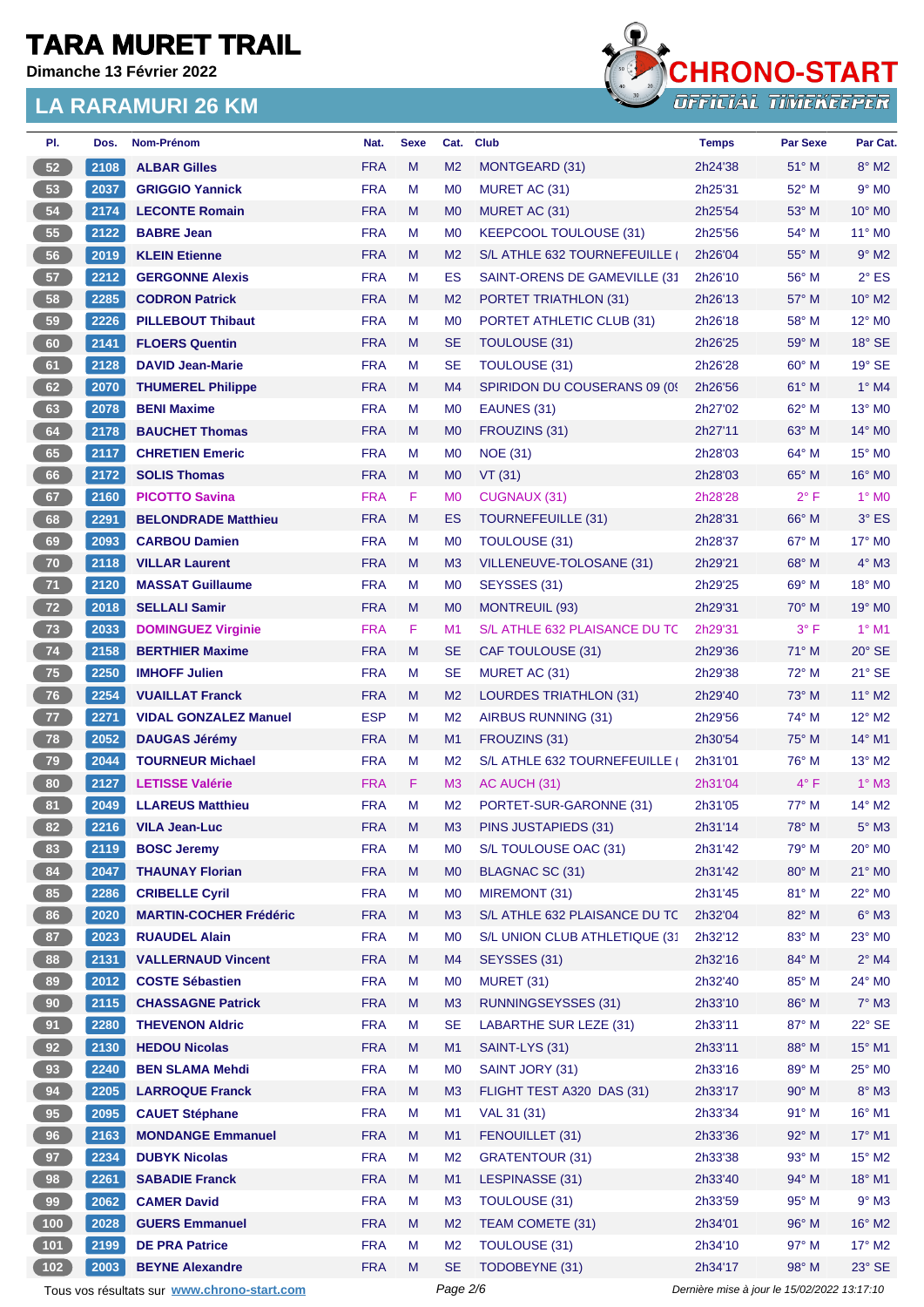# TARA MURET TRAIL

**Dimanche 13 Février 2022**

## LA RARAMURI 26 KM

| Pl. | Dos. | Nom-Prénom | Nat. | Sexe | Cat. | Club | Temps | Par Sexe | Par Cat. |
|---|---|---|---|---|---|---|---|---|---|
| 52 | 2108 | **ALBAR Gilles** | FRA | M | M2 | MONTGEARD (31) | 2h24'38 | 51° M | 8° M2 |
| 53 | 2037 | **GRIGGIO Yannick** | FRA | M | M0 | MURET AC (31) | 2h25'31 | 52° M | 9° M0 |
| 54 | 2174 | **LECONTE Romain** | FRA | M | M0 | MURET AC (31) | 2h25'54 | 53° M | 10° M0 |
| 55 | 2122 | **BABRE Jean** | FRA | M | M0 | KEEPCOOL TOULOUSE (31) | 2h25'56 | 54° M | 11° M0 |
| 56 | 2019 | **KLEIN Etienne** | FRA | M | M2 | S/L ATHLE 632 TOURNEFEUILLE ( | 2h26'04 | 55° M | 9° M2 |
| 57 | 2212 | **GERGONNE Alexis** | FRA | M | ES | SAINT-ORENS DE GAMEVILLE (31 | 2h26'10 | 56° M | 2° ES |
| 58 | 2285 | **CODRON Patrick** | FRA | M | M2 | PORTET TRIATHLON (31) | 2h26'13 | 57° M | 10° M2 |
| 59 | 2226 | **PILLEBOUT Thibaut** | FRA | M | M0 | PORTET ATHLETIC CLUB (31) | 2h26'18 | 58° M | 12° M0 |
| 60 | 2141 | **FLOERS Quentin** | FRA | M | SE | TOULOUSE (31) | 2h26'25 | 59° M | 18° SE |
| 61 | 2128 | **DAVID Jean-Marie** | FRA | M | SE | TOULOUSE (31) | 2h26'28 | 60° M | 19° SE |
| 62 | 2070 | **THUMEREL Philippe** | FRA | M | M4 | SPIRIDON DU COUSERANS 09 (0 | 2h26'56 | 61° M | 1° M4 |
| 63 | 2078 | **BENI Maxime** | FRA | M | M0 | EAUNES (31) | 2h27'02 | 62° M | 13° M0 |
| 64 | 2178 | **BAUCHET Thomas** | FRA | M | M0 | FROUZINS (31) | 2h27'11 | 63° M | 14° M0 |
| 65 | 2117 | **CHRETIEN Emeric** | FRA | M | M0 | NOE (31) | 2h28'03 | 64° M | 15° M0 |
| 66 | 2172 | **SOLIS Thomas** | FRA | M | M0 | VT (31) | 2h28'03 | 65° M | 16° M0 |
| 67 | 2160 | **PICOTTO Savina** | FRA | F | M0 | CUGNAUX (31) | 2h28'28 | 2° F | 1° M0 |
| 68 | 2291 | **BELONDRADE Matthieu** | FRA | M | ES | TOURNEFEUILLE (31) | 2h28'31 | 66° M | 3° ES |
| 69 | 2093 | **CARBOU Damien** | FRA | M | M0 | TOULOUSE (31) | 2h28'37 | 67° M | 17° M0 |
| 70 | 2118 | **VILLAR Laurent** | FRA | M | M3 | VILLENEUVE-TOLOSANE (31) | 2h29'21 | 68° M | 4° M3 |
| 71 | 2120 | **MASSAT Guillaume** | FRA | M | M0 | SEYSSES (31) | 2h29'25 | 69° M | 18° M0 |
| 72 | 2018 | **SELLALI Samir** | FRA | M | M0 | MONTREUIL (93) | 2h29'31 | 70° M | 19° M0 |
| 73 | 2033 | **DOMINGUEZ Virginie** | FRA | F | M1 | S/L ATHLE 632 PLAISANCE DU TC | 2h29'31 | 3° F | 1° M1 |
| 74 | 2158 | **BERTHIER Maxime** | FRA | M | SE | CAF TOULOUSE (31) | 2h29'36 | 71° M | 20° SE |
| 75 | 2250 | **IMHOFF Julien** | FRA | M | SE | MURET AC (31) | 2h29'38 | 72° M | 21° SE |
| 76 | 2254 | **VUAILLAT Franck** | FRA | M | M2 | LOURDES TRIATHLON (31) | 2h29'40 | 73° M | 11° M2 |
| 77 | 2271 | **VIDAL GONZALEZ Manuel** | ESP | M | M2 | AIRBUS RUNNING (31) | 2h29'56 | 74° M | 12° M2 |
| 78 | 2052 | **DAUGAS Jérémy** | FRA | M | M1 | FROUZINS (31) | 2h30'54 | 75° M | 14° M1 |
| 79 | 2044 | **TOURNEUR Michael** | FRA | M | M2 | S/L ATHLE 632 TOURNEFEUILLE ( | 2h31'01 | 76° M | 13° M2 |
| 80 | 2127 | **LETISSE Valérie** | FRA | F | M3 | AC AUCH (31) | 2h31'04 | 4° F | 1° M3 |
| 81 | 2049 | **LLAREUS Matthieu** | FRA | M | M2 | PORTET-SUR-GARONNE (31) | 2h31'05 | 77° M | 14° M2 |
| 82 | 2216 | **VILA Jean-Luc** | FRA | M | M3 | PINS JUSTAPIEDS (31) | 2h31'14 | 78° M | 5° M3 |
| 83 | 2119 | **BOSC Jeremy** | FRA | M | M0 | S/L TOULOUSE OAC (31) | 2h31'42 | 79° M | 20° M0 |
| 84 | 2047 | **THAUNAY Florian** | FRA | M | M0 | BLAGNAC SC (31) | 2h31'42 | 80° M | 21° M0 |
| 85 | 2286 | **CRIBELLE Cyril** | FRA | M | M0 | MIREMONT (31) | 2h31'45 | 81° M | 22° M0 |
| 86 | 2020 | **MARTIN-COCHER Frédéric** | FRA | M | M3 | S/L ATHLE 632 PLAISANCE DU TC | 2h32'04 | 82° M | 6° M3 |
| 87 | 2023 | **RUAUDEL Alain** | FRA | M | M0 | S/L UNION CLUB ATHLETIQUE (31 | 2h32'12 | 83° M | 23° M0 |
| 88 | 2131 | **VALLERNAUD Vincent** | FRA | M | M4 | SEYSSES (31) | 2h32'16 | 84° M | 2° M4 |
| 89 | 2012 | **COSTE Sébastien** | FRA | M | M0 | MURET (31) | 2h32'40 | 85° M | 24° M0 |
| 90 | 2115 | **CHASSAGNE Patrick** | FRA | M | M3 | RUNNINGSEYSSES (31) | 2h33'10 | 86° M | 7° M3 |
| 91 | 2280 | **THEVENON Aldric** | FRA | M | SE | LABARTHE SUR LEZE (31) | 2h33'11 | 87° M | 22° SE |
| 92 | 2130 | **HEDOU Nicolas** | FRA | M | M1 | SAINT-LYS (31) | 2h33'11 | 88° M | 15° M1 |
| 93 | 2240 | **BEN SLAMA Mehdi** | FRA | M | M0 | SAINT JORY (31) | 2h33'16 | 89° M | 25° M0 |
| 94 | 2205 | **LARROQUE Franck** | FRA | M | M3 | FLIGHT TEST A320 DAS (31) | 2h33'17 | 90° M | 8° M3 |
| 95 | 2095 | **CAUET Stéphane** | FRA | M | M1 | VAL 31 (31) | 2h33'34 | 91° M | 16° M1 |
| 96 | 2163 | **MONDANGE Emmanuel** | FRA | M | M1 | FENOUILLET (31) | 2h33'36 | 92° M | 17° M1 |
| 97 | 2234 | **DUBYK Nicolas** | FRA | M | M2 | GRATENTOUR (31) | 2h33'38 | 93° M | 15° M2 |
| 98 | 2261 | **SABADIE Franck** | FRA | M | M1 | LESPINASSE (31) | 2h33'40 | 94° M | 18° M1 |
| 99 | 2062 | **CAMER David** | FRA | M | M3 | TOULOUSE (31) | 2h33'59 | 95° M | 9° M3 |
| 100 | 2028 | **GUERS Emmanuel** | FRA | M | M2 | TEAM COMETE (31) | 2h34'01 | 96° M | 16° M2 |
| 101 | 2199 | **DE PRA Patrice** | FRA | M | M2 | TOULOUSE (31) | 2h34'10 | 97° M | 17° M2 |
| 102 | 2003 | **BEYNE Alexandre** | FRA | M | SE | TODOBEYNE (31) | 2h34'17 | 98° M | 23° SE |

Tous vos résultats sur www.chrono-start.com — Dernière mise à jour le 15/02/2022 13:17:10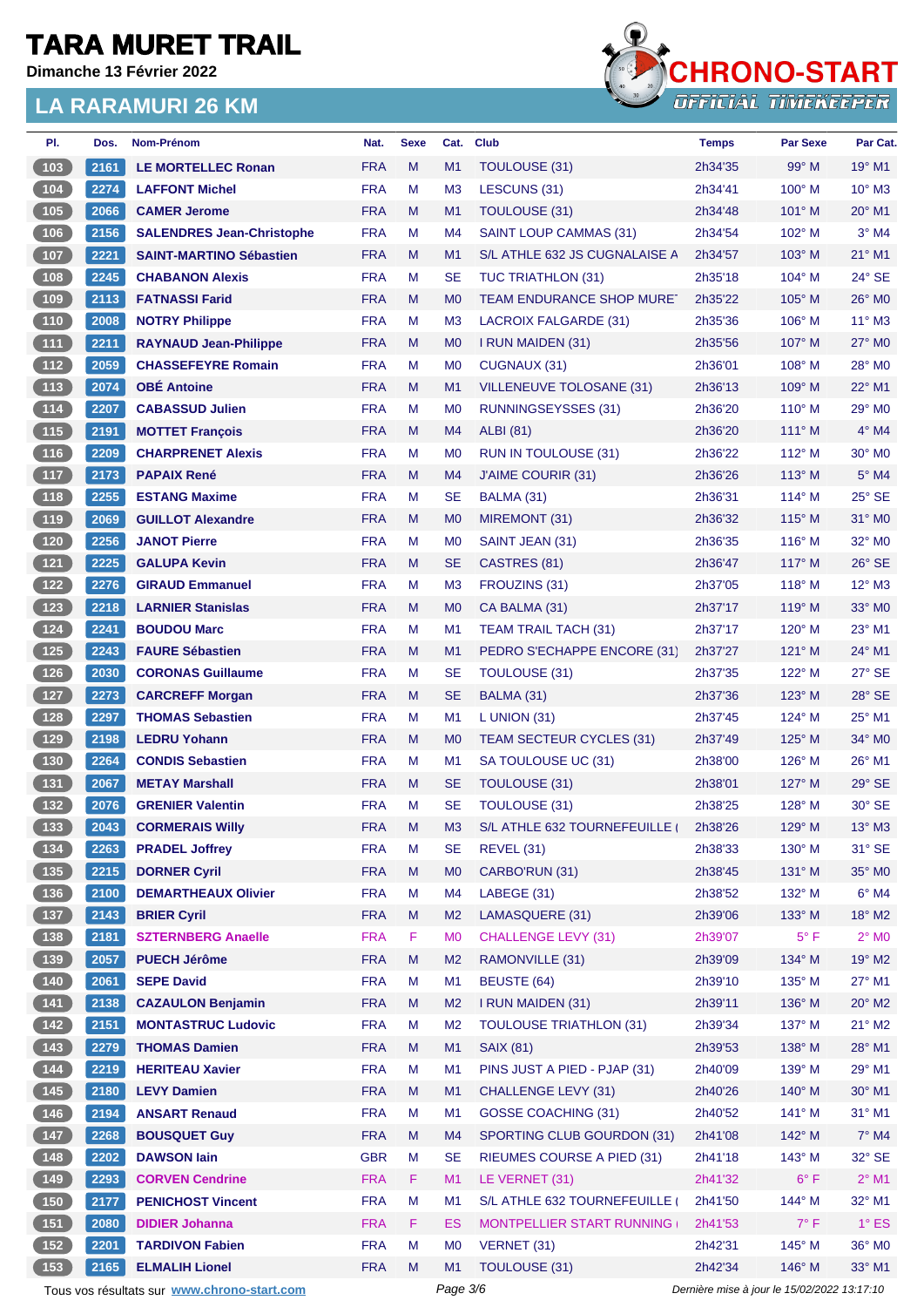# TARA MURET TRAIL

**Dimanche 13 Février 2022**

## LA RARAMURI 26 KM

| Pl. | Dos. | Nom-Prénom | Nat. | Sexe | Cat. | Club | Temps | Par Sexe | Par Cat. |
|---|---|---|---|---|---|---|---|---|---|
| 103 | 2161 | **LE MORTELLEC Ronan** | FRA | M | M1 | TOULOUSE (31) | 2h34'35 | 99° M | 19° M1 |
| 104 | 2274 | **LAFFONT Michel** | FRA | M | M3 | LESCUNS (31) | 2h34'41 | 100° M | 10° M3 |
| 105 | 2066 | **CAMER Jerome** | FRA | M | M1 | TOULOUSE (31) | 2h34'48 | 101° M | 20° M1 |
| 106 | 2156 | **SALENDRES Jean-Christophe** | FRA | M | M4 | SAINT LOUP CAMMAS (31) | 2h34'54 | 102° M | 3° M4 |
| 107 | 2221 | **SAINT-MARTINO Sébastien** | FRA | M | M1 | S/L ATHLE 632 JS CUGNALAISE A | 2h34'57 | 103° M | 21° M1 |
| 108 | 2245 | **CHABANON Alexis** | FRA | M | SE | TUC TRIATHLON (31) | 2h35'18 | 104° M | 24° SE |
| 109 | 2113 | **FATNASSI Farid** | FRA | M | M0 | TEAM ENDURANCE SHOP MURE | 2h35'22 | 105° M | 26° M0 |
| 110 | 2008 | **NOTRY Philippe** | FRA | M | M3 | LACROIX FALGARDE (31) | 2h35'36 | 106° M | 11° M3 |
| 111 | 2211 | **RAYNAUD Jean-Philippe** | FRA | M | M0 | I RUN MAIDEN (31) | 2h35'56 | 107° M | 27° M0 |
| 112 | 2059 | **CHASSEFEYRE Romain** | FRA | M | M0 | CUGNAUX (31) | 2h36'01 | 108° M | 28° M0 |
| 113 | 2074 | **OBÉ Antoine** | FRA | M | M1 | VILLENEUVE TOLOSANE (31) | 2h36'13 | 109° M | 22° M1 |
| 114 | 2207 | **CABASSUD Julien** | FRA | M | M0 | RUNNINGSEYSSES (31) | 2h36'20 | 110° M | 29° M0 |
| 115 | 2191 | **MOTTET François** | FRA | M | M4 | ALBI (81) | 2h36'20 | 111° M | 4° M4 |
| 116 | 2209 | **CHARPRENET Alexis** | FRA | M | M0 | RUN IN TOULOUSE (31) | 2h36'22 | 112° M | 30° M0 |
| 117 | 2173 | **PAPAIX René** | FRA | M | M4 | J'AIME COURIR (31) | 2h36'26 | 113° M | 5° M4 |
| 118 | 2255 | **ESTANG Maxime** | FRA | M | SE | BALMA (31) | 2h36'31 | 114° M | 25° SE |
| 119 | 2069 | **GUILLOT Alexandre** | FRA | M | M0 | MIREMONT (31) | 2h36'32 | 115° M | 31° M0 |
| 120 | 2256 | **JANOT Pierre** | FRA | M | M0 | SAINT JEAN (31) | 2h36'35 | 116° M | 32° M0 |
| 121 | 2225 | **GALUPA Kevin** | FRA | M | SE | CASTRES (81) | 2h36'47 | 117° M | 26° SE |
| 122 | 2276 | **GIRAUD Emmanuel** | FRA | M | M3 | FROUZINS (31) | 2h37'05 | 118° M | 12° M3 |
| 123 | 2218 | **LARNIER Stanislas** | FRA | M | M0 | CA BALMA (31) | 2h37'17 | 119° M | 33° M0 |
| 124 | 2241 | **BOUDOU Marc** | FRA | M | M1 | TEAM TRAIL TACH (31) | 2h37'17 | 120° M | 23° M1 |
| 125 | 2243 | **FAURE Sébastien** | FRA | M | M1 | PEDRO S'ECHAPPE ENCORE (31) | 2h37'27 | 121° M | 24° M1 |
| 126 | 2030 | **CORONAS Guillaume** | FRA | M | SE | TOULOUSE (31) | 2h37'35 | 122° M | 27° SE |
| 127 | 2273 | **CARCREFF Morgan** | FRA | M | SE | BALMA (31) | 2h37'36 | 123° M | 28° SE |
| 128 | 2297 | **THOMAS Sebastien** | FRA | M | M1 | L UNION (31) | 2h37'45 | 124° M | 25° M1 |
| 129 | 2198 | **LEDRU Yohann** | FRA | M | M0 | TEAM SECTEUR CYCLES (31) | 2h37'49 | 125° M | 34° M0 |
| 130 | 2264 | **CONDIS Sebastien** | FRA | M | M1 | SA TOULOUSE UC (31) | 2h38'00 | 126° M | 26° M1 |
| 131 | 2067 | **METAY Marshall** | FRA | M | SE | TOULOUSE (31) | 2h38'01 | 127° M | 29° SE |
| 132 | 2076 | **GRENIER Valentin** | FRA | M | SE | TOULOUSE (31) | 2h38'25 | 128° M | 30° SE |
| 133 | 2043 | **CORMERAIS Willy** | FRA | M | M3 | S/L ATHLE 632 TOURNEFEUILLE ( | 2h38'26 | 129° M | 13° M3 |
| 134 | 2263 | **PRADEL Joffrey** | FRA | M | SE | REVEL (31) | 2h38'33 | 130° M | 31° SE |
| 135 | 2215 | **DORNER Cyril** | FRA | M | M0 | CARBO'RUN (31) | 2h38'45 | 131° M | 35° M0 |
| 136 | 2100 | **DEMARTHEAUX Olivier** | FRA | M | M4 | LABEGE (31) | 2h38'52 | 132° M | 6° M4 |
| 137 | 2143 | **BRIER Cyril** | FRA | M | M2 | LAMASQUERE (31) | 2h39'06 | 133° M | 18° M2 |
| 138 | 2181 | **SZTERNBERG Anaelle** | FRA | F | M0 | CHALLENGE LEVY (31) | 2h39'07 | 5° F | 2° M0 |
| 139 | 2057 | **PUECH Jérôme** | FRA | M | M2 | RAMONVILLE (31) | 2h39'09 | 134° M | 19° M2 |
| 140 | 2061 | **SEPE David** | FRA | M | M1 | BEUSTE (64) | 2h39'10 | 135° M | 27° M1 |
| 141 | 2138 | **CAZAULON Benjamin** | FRA | M | M2 | I RUN MAIDEN (31) | 2h39'11 | 136° M | 20° M2 |
| 142 | 2151 | **MONTASTRUC Ludovic** | FRA | M | M2 | TOULOUSE TRIATHLON (31) | 2h39'34 | 137° M | 21° M2 |
| 143 | 2279 | **THOMAS Damien** | FRA | M | M1 | SAIX (81) | 2h39'53 | 138° M | 28° M1 |
| 144 | 2219 | **HERITEAU Xavier** | FRA | M | M1 | PINS JUST A PIED - PJAP (31) | 2h40'09 | 139° M | 29° M1 |
| 145 | 2180 | **LEVY Damien** | FRA | M | M1 | CHALLENGE LEVY (31) | 2h40'26 | 140° M | 30° M1 |
| 146 | 2194 | **ANSART Renaud** | FRA | M | M1 | GOSSE COACHING (31) | 2h40'52 | 141° M | 31° M1 |
| 147 | 2268 | **BOUSQUET Guy** | FRA | M | M4 | SPORTING CLUB GOURDON (31) | 2h41'08 | 142° M | 7° M4 |
| 148 | 2202 | **DAWSON Iain** | GBR | M | SE | RIEUMES COURSE A PIED (31) | 2h41'18 | 143° M | 32° SE |
| 149 | 2293 | **CORVEN Cendrine** | FRA | F | M1 | LE VERNET (31) | 2h41'32 | 6° F | 2° M1 |
| 150 | 2177 | **PENICHOST Vincent** | FRA | M | M1 | S/L ATHLE 632 TOURNEFEUILLE ( | 2h41'50 | 144° M | 32° M1 |
| 151 | 2080 | **DIDIER Johanna** | FRA | F | ES | MONTPELLIER START RUNNING ( | 2h41'53 | 7° F | 1° ES |
| 152 | 2201 | **TARDIVON Fabien** | FRA | M | M0 | VERNET (31) | 2h42'31 | 145° M | 36° M0 |
| 153 | 2165 | **ELMALIH Lionel** | FRA | M | M1 | TOULOUSE (31) | 2h42'34 | 146° M | 33° M1 |

Tous vos résultats sur www.chrono-start.com

*Dernière mise à jour le 15/02/2022 13:17:10*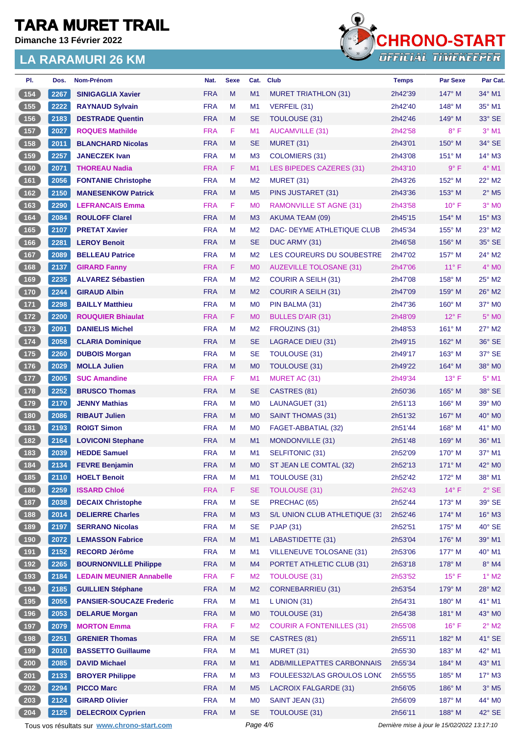# TARA MURET TRAIL

Dimanche 13 Février 2022

## LA RARAMURI 26 KM

| Pl. | Dos. | Nom-Prénom | Nat. | Sexe | Cat. | Club | Temps | Par Sexe | Par Cat. |
|---|---|---|---|---|---|---|---|---|---|
| 154 | 2267 | SINIGAGLIA Xavier | FRA | M | M1 | MURET TRIATHLON (31) | 2h42'39 | 147° M | 34° M1 |
| 155 | 2222 | RAYNAUD Sylvain | FRA | M | M1 | VERFEIL (31) | 2h42'40 | 148° M | 35° M1 |
| 156 | 2183 | DESTRADE Quentin | FRA | M | SE | TOULOUSE (31) | 2h42'46 | 149° M | 33° SE |
| 157 | 2027 | ROQUES Mathilde | FRA | F | M1 | AUCAMVILLE (31) | 2h42'58 | 8° F | 3° M1 |
| 158 | 2011 | BLANCHARD Nicolas | FRA | M | SE | MURET (31) | 2h43'01 | 150° M | 34° SE |
| 159 | 2257 | JANECZEK Ivan | FRA | M | M3 | COLOMIERS (31) | 2h43'08 | 151° M | 14° M3 |
| 160 | 2071 | THOREAU Nadia | FRA | F | M1 | LES BIPEDES CAZERES (31) | 2h43'10 | 9° F | 4° M1 |
| 161 | 2056 | FONTANIE Christophe | FRA | M | M2 | MURET (31) | 2h43'26 | 152° M | 22° M2 |
| 162 | 2150 | MANESENKOW Patrick | FRA | M | M5 | PINS JUSTARET (31) | 2h43'36 | 153° M | 2° M5 |
| 163 | 2290 | LEFRANCAIS Emma | FRA | F | M0 | RAMONVILLE ST AGNE (31) | 2h43'58 | 10° F | 3° M0 |
| 164 | 2084 | ROULOFF Clarel | FRA | M | M3 | AKUMA TEAM (09) | 2h45'15 | 154° M | 15° M3 |
| 165 | 2107 | PRETAT Xavier | FRA | M | M2 | DAC- DEYME ATHLETIQUE CLUB | 2h45'34 | 155° M | 23° M2 |
| 166 | 2281 | LEROY Benoit | FRA | M | SE | DUC ARMY (31) | 2h46'58 | 156° M | 35° SE |
| 167 | 2089 | BELLEAU Patrice | FRA | M | M2 | LES COUREURS DU SOUBESTRE | 2h47'02 | 157° M | 24° M2 |
| 168 | 2137 | GIRARD Fanny | FRA | F | M0 | AUZEVILLE TOLOSANE (31) | 2h47'06 | 11° F | 4° M0 |
| 169 | 2235 | ALVAREZ Sébastien | FRA | M | M2 | COURIR A SEILH (31) | 2h47'08 | 158° M | 25° M2 |
| 170 | 2244 | GIRAUD Albin | FRA | M | M2 | COURIR A SEILH (31) | 2h47'09 | 159° M | 26° M2 |
| 171 | 2298 | BAILLY Matthieu | FRA | M | M0 | PIN BALMA (31) | 2h47'36 | 160° M | 37° M0 |
| 172 | 2200 | ROUQUIER Bhiaulat | FRA | F | M0 | BULLES D'AIR (31) | 2h48'09 | 12° F | 5° M0 |
| 173 | 2091 | DANIELIS Michel | FRA | M | M2 | FROUZINS (31) | 2h48'53 | 161° M | 27° M2 |
| 174 | 2058 | CLARIA Dominique | FRA | M | SE | LAGRACE DIEU (31) | 2h49'15 | 162° M | 36° SE |
| 175 | 2260 | DUBOIS Morgan | FRA | M | SE | TOULOUSE (31) | 2h49'17 | 163° M | 37° SE |
| 176 | 2029 | MOLLA Julien | FRA | M | M0 | TOULOUSE (31) | 2h49'22 | 164° M | 38° M0 |
| 177 | 2005 | SUC Amandine | FRA | F | M1 | MURET AC (31) | 2h49'34 | 13° F | 5° M1 |
| 178 | 2252 | BRUSCO Thomas | FRA | M | SE | CASTRES (81) | 2h50'36 | 165° M | 38° SE |
| 179 | 2170 | JENNY Mathias | FRA | M | M0 | LAUNAGUET (31) | 2h51'13 | 166° M | 39° M0 |
| 180 | 2086 | RIBAUT Julien | FRA | M | M0 | SAINT THOMAS (31) | 2h51'32 | 167° M | 40° M0 |
| 181 | 2193 | ROIGT Simon | FRA | M | M0 | FAGET-ABBATIAL (32) | 2h51'44 | 168° M | 41° M0 |
| 182 | 2164 | LOVICONI Stephane | FRA | M | M1 | MONDONVILLE (31) | 2h51'48 | 169° M | 36° M1 |
| 183 | 2039 | HEDDE Samuel | FRA | M | M1 | SELFITONIC (31) | 2h52'09 | 170° M | 37° M1 |
| 184 | 2134 | FEVRE Benjamin | FRA | M | M0 | ST JEAN LE COMTAL (32) | 2h52'13 | 171° M | 42° M0 |
| 185 | 2110 | HOELT Benoit | FRA | M | M1 | TOULOUSE (31) | 2h52'42 | 172° M | 38° M1 |
| 186 | 2259 | ISSARD Chloé | FRA | F | SE | TOULOUSE (31) | 2h52'43 | 14° F | 2° SE |
| 187 | 2038 | DECAIX Christophe | FRA | M | SE | PRECHAC (65) | 2h52'44 | 173° M | 39° SE |
| 188 | 2014 | DELIERRE Charles | FRA | M | M3 | S/L UNION CLUB ATHLETIQUE (31 | 2h52'46 | 174° M | 16° M3 |
| 189 | 2197 | SERRANO Nicolas | FRA | M | SE | PJAP (31) | 2h52'51 | 175° M | 40° SE |
| 190 | 2072 | LEMASSON Fabrice | FRA | M | M1 | LABASTIDETTE (31) | 2h53'04 | 176° M | 39° M1 |
| 191 | 2152 | RECORD Jérôme | FRA | M | M1 | VILLENEUVE TOLOSANE (31) | 2h53'06 | 177° M | 40° M1 |
| 192 | 2265 | BOURNONVILLE Philippe | FRA | M | M4 | PORTET ATHLETIC CLUB (31) | 2h53'18 | 178° M | 8° M4 |
| 193 | 2184 | LEDAIN MEUNIER Annabelle | FRA | F | M2 | TOULOUSE (31) | 2h53'52 | 15° F | 1° M2 |
| 194 | 2185 | GUILLIEN Stéphane | FRA | M | M2 | CORNEBARRIEU (31) | 2h53'54 | 179° M | 28° M2 |
| 195 | 2055 | PANSIER-SOUCAZE Frederic | FRA | M | M1 | L UNION (31) | 2h54'31 | 180° M | 41° M1 |
| 196 | 2053 | DELARUE Morgan | FRA | M | M0 | TOULOUSE (31) | 2h54'38 | 181° M | 43° M0 |
| 197 | 2079 | MORTON Emma | FRA | F | M2 | COURIR A FONTENILLES (31) | 2h55'08 | 16° F | 2° M2 |
| 198 | 2251 | GRENIER Thomas | FRA | M | SE | CASTRES (81) | 2h55'11 | 182° M | 41° SE |
| 199 | 2010 | BASSETTO Guillaume | FRA | M | M1 | MURET (31) | 2h55'30 | 183° M | 42° M1 |
| 200 | 2085 | DAVID Michael | FRA | M | M1 | ADB/MILLEPATTES CARBONNAIS | 2h55'34 | 184° M | 43° M1 |
| 201 | 2133 | BROYER Philippe | FRA | M | M3 | FOULEES32/LAS GROULOS LONG | 2h55'55 | 185° M | 17° M3 |
| 202 | 2294 | PICCO Marc | FRA | M | M5 | LACROIX FALGARDE (31) | 2h56'05 | 186° M | 3° M5 |
| 203 | 2124 | GIRARD Olivier | FRA | M | M0 | SAINT JEAN (31) | 2h56'09 | 187° M | 44° M0 |
| 204 | 2125 | DELECROIX Cyprien | FRA | M | SE | TOULOUSE (31) | 2h56'11 | 188° M | 42° SE |

Tous vos résultats sur www.chrono-start.com

Dernière mise à jour le 15/02/2022 13:17:10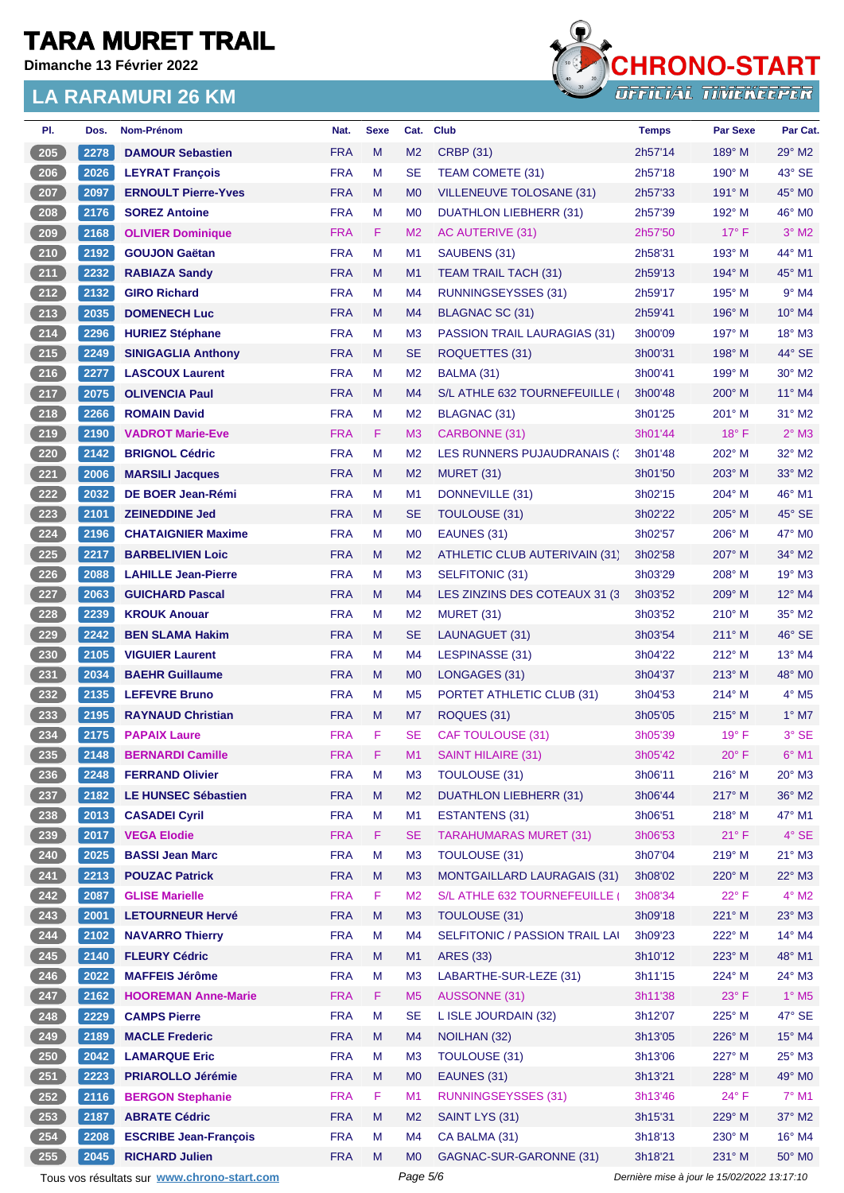# TARA MURET TRAIL

**Dimanche 13 Février 2022**

## LA RARAMURI 26 KM

| Pl. | Dos. | Nom-Prénom | Nat. | Sexe | Cat. | Club | Temps | Par Sexe | Par Cat. |
|---|---|---|---|---|---|---|---|---|---|
| 205 | 2278 | DAMOUR Sebastien | FRA | M | M2 | CRBP (31) | 2h57'14 | 189° M | 29° M2 |
| 206 | 2026 | LEYRAT François | FRA | M | SE | TEAM COMETE (31) | 2h57'18 | 190° M | 43° SE |
| 207 | 2097 | ERNOULT Pierre-Yves | FRA | M | M0 | VILLENEUVE TOLOSANE (31) | 2h57'33 | 191° M | 45° M0 |
| 208 | 2176 | SOREZ Antoine | FRA | M | M0 | DUATHLON LIEBHERR (31) | 2h57'39 | 192° M | 46° M0 |
| 209 | 2168 | OLIVIER Dominique | FRA | F | M2 | AC AUTERIVE (31) | 2h57'50 | 17° F | 3° M2 |
| 210 | 2192 | GOUJON Gaëtan | FRA | M | M1 | SAUBENS (31) | 2h58'31 | 193° M | 44° M1 |
| 211 | 2232 | RABIAZA Sandy | FRA | M | M1 | TEAM TRAIL TACH (31) | 2h59'13 | 194° M | 45° M1 |
| 212 | 2132 | GIRO Richard | FRA | M | M4 | RUNNINGSEYSSES (31) | 2h59'17 | 195° M | 9° M4 |
| 213 | 2035 | DOMENECH Luc | FRA | M | M4 | BLAGNAC SC (31) | 2h59'41 | 196° M | 10° M4 |
| 214 | 2296 | HURIEZ Stéphane | FRA | M | M3 | PASSION TRAIL LAURAGAIS (31) | 3h00'09 | 197° M | 18° M3 |
| 215 | 2249 | SINIGAGLIA Anthony | FRA | M | SE | ROQUETTES (31) | 3h00'31 | 198° M | 44° SE |
| 216 | 2277 | LASCOUX Laurent | FRA | M | M2 | BALMA (31) | 3h00'41 | 199° M | 30° M2 |
| 217 | 2075 | OLIVENCIA Paul | FRA | M | M4 | S/L ATHLE 632 TOURNEFEUILLE ( | 3h00'48 | 200° M | 11° M4 |
| 218 | 2266 | ROMAIN David | FRA | M | M2 | BLAGNAC (31) | 3h01'25 | 201° M | 31° M2 |
| 219 | 2190 | VADROT Marie-Eve | FRA | F | M3 | CARBONNE (31) | 3h01'44 | 18° F | 2° M3 |
| 220 | 2142 | BRIGNOL Cédric | FRA | M | M2 | LES RUNNERS PUJAUDRANAIS (: | 3h01'48 | 202° M | 32° M2 |
| 221 | 2006 | MARSILI Jacques | FRA | M | M2 | MURET (31) | 3h01'50 | 203° M | 33° M2 |
| 222 | 2032 | DE BOER Jean-Rémi | FRA | M | M1 | DONNEVILLE (31) | 3h02'15 | 204° M | 46° M1 |
| 223 | 2101 | ZEINEDDINE Jed | FRA | M | SE | TOULOUSE (31) | 3h02'22 | 205° M | 45° SE |
| 224 | 2196 | CHATAIGNIER Maxime | FRA | M | M0 | EAUNES (31) | 3h02'57 | 206° M | 47° M0 |
| 225 | 2217 | BARBELIVIEN Loic | FRA | M | M2 | ATHLETIC CLUB AUTERIVAIN (31) | 3h02'58 | 207° M | 34° M2 |
| 226 | 2088 | LAHILLE Jean-Pierre | FRA | M | M3 | SELFITONIC (31) | 3h03'29 | 208° M | 19° M3 |
| 227 | 2063 | GUICHARD Pascal | FRA | M | M4 | LES ZINZINS DES COTEAUX 31 (3 | 3h03'52 | 209° M | 12° M4 |
| 228 | 2239 | KROUK Anouar | FRA | M | M2 | MURET (31) | 3h03'52 | 210° M | 35° M2 |
| 229 | 2242 | BEN SLAMA Hakim | FRA | M | SE | LAUNAGUET (31) | 3h03'54 | 211° M | 46° SE |
| 230 | 2105 | VIGUIER Laurent | FRA | M | M4 | LESPINASSE (31) | 3h04'22 | 212° M | 13° M4 |
| 231 | 2034 | BAEHR Guillaume | FRA | M | M0 | LONGAGES (31) | 3h04'37 | 213° M | 48° M0 |
| 232 | 2135 | LEFEVRE Bruno | FRA | M | M5 | PORTET ATHLETIC CLUB (31) | 3h04'53 | 214° M | 4° M5 |
| 233 | 2195 | RAYNAUD Christian | FRA | M | M7 | ROQUES (31) | 3h05'05 | 215° M | 1° M7 |
| 234 | 2175 | PAPAIX Laure | FRA | F | SE | CAF TOULOUSE (31) | 3h05'39 | 19° F | 3° SE |
| 235 | 2148 | BERNARDI Camille | FRA | F | M1 | SAINT HILAIRE (31) | 3h05'42 | 20° F | 6° M1 |
| 236 | 2248 | FERRAND Olivier | FRA | M | M3 | TOULOUSE (31) | 3h06'11 | 216° M | 20° M3 |
| 237 | 2182 | LE HUNSEC Sébastien | FRA | M | M2 | DUATHLON LIEBHERR (31) | 3h06'44 | 217° M | 36° M2 |
| 238 | 2013 | CASADEI Cyril | FRA | M | M1 | ESTANTENS (31) | 3h06'51 | 218° M | 47° M1 |
| 239 | 2017 | VEGA Elodie | FRA | F | SE | TARAHUMARAS MURET (31) | 3h06'53 | 21° F | 4° SE |
| 240 | 2025 | BASSI Jean Marc | FRA | M | M3 | TOULOUSE (31) | 3h07'04 | 219° M | 21° M3 |
| 241 | 2213 | POUZAC Patrick | FRA | M | M3 | MONTGAILLARD LAURAGAIS (31) | 3h08'02 | 220° M | 22° M3 |
| 242 | 2087 | GLISE Marielle | FRA | F | M2 | S/L ATHLE 632 TOURNEFEUILLE ( | 3h08'34 | 22° F | 4° M2 |
| 243 | 2001 | LETOURNEUR Hervé | FRA | M | M3 | TOULOUSE (31) | 3h09'18 | 221° M | 23° M3 |
| 244 | 2102 | NAVARRO Thierry | FRA | M | M4 | SELFITONIC / PASSION TRAIL LAI | 3h09'23 | 222° M | 14° M4 |
| 245 | 2140 | FLEURY Cédric | FRA | M | M1 | ARES (33) | 3h10'12 | 223° M | 48° M1 |
| 246 | 2022 | MAFFEIS Jérôme | FRA | M | M3 | LABARTHE-SUR-LEZE (31) | 3h11'15 | 224° M | 24° M3 |
| 247 | 2162 | HOOREMAN Anne-Marie | FRA | F | M5 | AUSSONNE (31) | 3h11'38 | 23° F | 1° M5 |
| 248 | 2229 | CAMPS Pierre | FRA | M | SE | L ISLE JOURDAIN (32) | 3h12'07 | 225° M | 47° SE |
| 249 | 2189 | MACLE Frederic | FRA | M | M4 | NOILHAN (32) | 3h13'05 | 226° M | 15° M4 |
| 250 | 2042 | LAMARQUE Eric | FRA | M | M3 | TOULOUSE (31) | 3h13'06 | 227° M | 25° M3 |
| 251 | 2223 | PRIAROLLO Jérémie | FRA | M | M0 | EAUNES (31) | 3h13'21 | 228° M | 49° M0 |
| 252 | 2116 | BERGON Stephanie | FRA | F | M1 | RUNNINGSEYSSES (31) | 3h13'46 | 24° F | 7° M1 |
| 253 | 2187 | ABRATE Cédric | FRA | M | M2 | SAINT LYS (31) | 3h15'31 | 229° M | 37° M2 |
| 254 | 2208 | ESCRIBE Jean-François | FRA | M | M4 | CA BALMA (31) | 3h18'13 | 230° M | 16° M4 |
| 255 | 2045 | RICHARD Julien | FRA | M | M0 | GAGNAC-SUR-GARONNE (31) | 3h18'21 | 231° M | 50° M0 |

Tous vos résultats sur www.chrono-start.com — Dernière mise à jour le 15/02/2022 13:17:10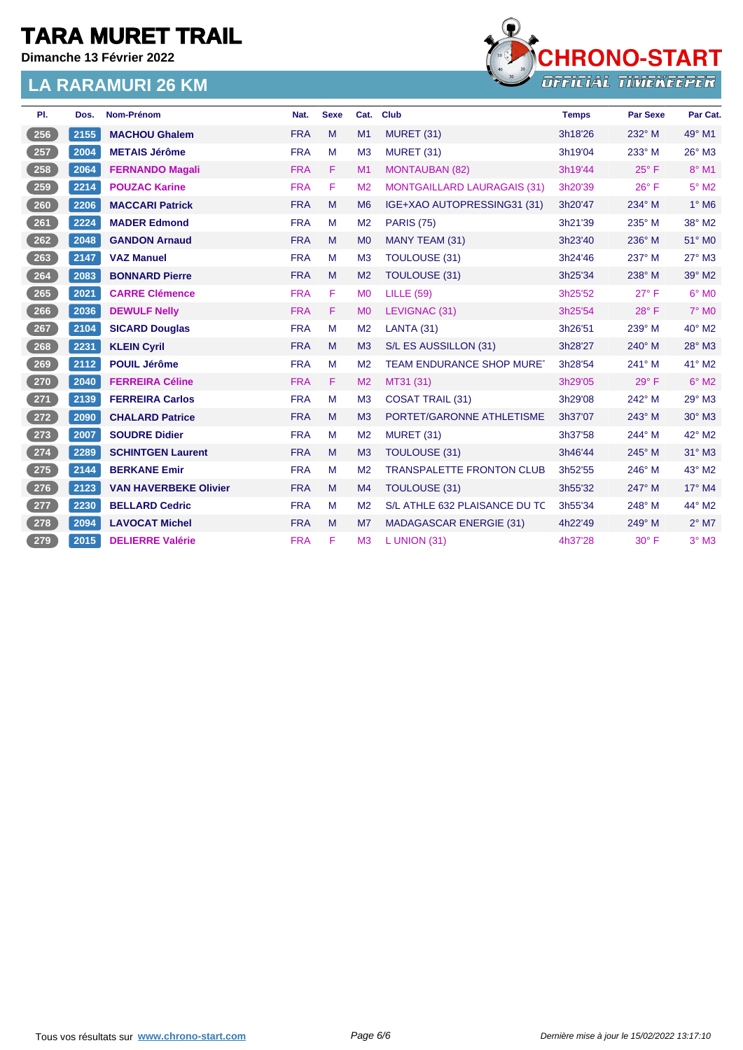# TARA MURET TRAIL

**Dimanche 13 Février 2022**

## LA RARAMURI 26 KM

| Pl. | Dos. | Nom-Prénom | Nat. | Sexe | Cat. | Club | Temps | Par Sexe | Par Cat. |
|---|---|---|---|---|---|---|---|---|---|
| 256 | 2155 | **MACHOU Ghalem** | FRA | M | M1 | MURET (31) | 3h18'26 | 232° M | 49° M1 |
| 257 | 2004 | **METAIS Jérôme** | FRA | M | M3 | MURET (31) | 3h19'04 | 233° M | 26° M3 |
| 258 | 2064 | **FERNANDO Magali** | FRA | F | M1 | MONTAUBAN (82) | 3h19'44 | 25° F | 8° M1 |
| 259 | 2214 | **POUZAC Karine** | FRA | F | M2 | MONTGAILLARD LAURAGAIS (31) | 3h20'39 | 26° F | 5° M2 |
| 260 | 2206 | **MACCARI Patrick** | FRA | M | M6 | IGE+XAO AUTOPRESSING31 (31) | 3h20'47 | 234° M | 1° M6 |
| 261 | 2224 | **MADER Edmond** | FRA | M | M2 | PARIS (75) | 3h21'39 | 235° M | 38° M2 |
| 262 | 2048 | **GANDON Arnaud** | FRA | M | M0 | MANY TEAM (31) | 3h23'40 | 236° M | 51° M0 |
| 263 | 2147 | **VAZ Manuel** | FRA | M | M3 | TOULOUSE (31) | 3h24'46 | 237° M | 27° M3 |
| 264 | 2083 | **BONNARD Pierre** | FRA | M | M2 | TOULOUSE (31) | 3h25'34 | 238° M | 39° M2 |
| 265 | 2021 | **CARRE Clémence** | FRA | F | M0 | LILLE (59) | 3h25'52 | 27° F | 6° M0 |
| 266 | 2036 | **DEWULF Nelly** | FRA | F | M0 | LEVIGNAC (31) | 3h25'54 | 28° F | 7° M0 |
| 267 | 2104 | **SICARD Douglas** | FRA | M | M2 | LANTA (31) | 3h26'51 | 239° M | 40° M2 |
| 268 | 2231 | **KLEIN Cyril** | FRA | M | M3 | S/L ES AUSSILLON (31) | 3h28'27 | 240° M | 28° M3 |
| 269 | 2112 | **POUIL Jérôme** | FRA | M | M2 | TEAM ENDURANCE SHOP MURET | 3h28'54 | 241° M | 41° M2 |
| 270 | 2040 | **FERREIRA Céline** | FRA | F | M2 | MT31 (31) | 3h29'05 | 29° F | 6° M2 |
| 271 | 2139 | **FERREIRA Carlos** | FRA | M | M3 | COSAT TRAIL (31) | 3h29'08 | 242° M | 29° M3 |
| 272 | 2090 | **CHALARD Patrice** | FRA | M | M3 | PORTET/GARONNE ATHLETISME | 3h37'07 | 243° M | 30° M3 |
| 273 | 2007 | **SOUDRE Didier** | FRA | M | M2 | MURET (31) | 3h37'58 | 244° M | 42° M2 |
| 274 | 2289 | **SCHINTGEN Laurent** | FRA | M | M3 | TOULOUSE (31) | 3h46'44 | 245° M | 31° M3 |
| 275 | 2144 | **BERKANE Emir** | FRA | M | M2 | TRANSPALETTE FRONTON CLUB | 3h52'55 | 246° M | 43° M2 |
| 276 | 2123 | **VAN HAVERBEKE Olivier** | FRA | M | M4 | TOULOUSE (31) | 3h55'32 | 247° M | 17° M4 |
| 277 | 2230 | **BELLARD Cedric** | FRA | M | M2 | S/L ATHLE 632 PLAISANCE DU TC | 3h55'34 | 248° M | 44° M2 |
| 278 | 2094 | **LAVOCAT Michel** | FRA | M | M7 | MADAGASCAR ENERGIE (31) | 4h22'49 | 249° M | 2° M7 |
| 279 | 2015 | **DELIERRE Valérie** | FRA | F | M3 | L UNION (31) | 4h37'28 | 30° F | 3° M3 |

Tous vos résultats sur www.chrono-start.com

*Dernière mise à jour le 15/02/2022 13:17:10*